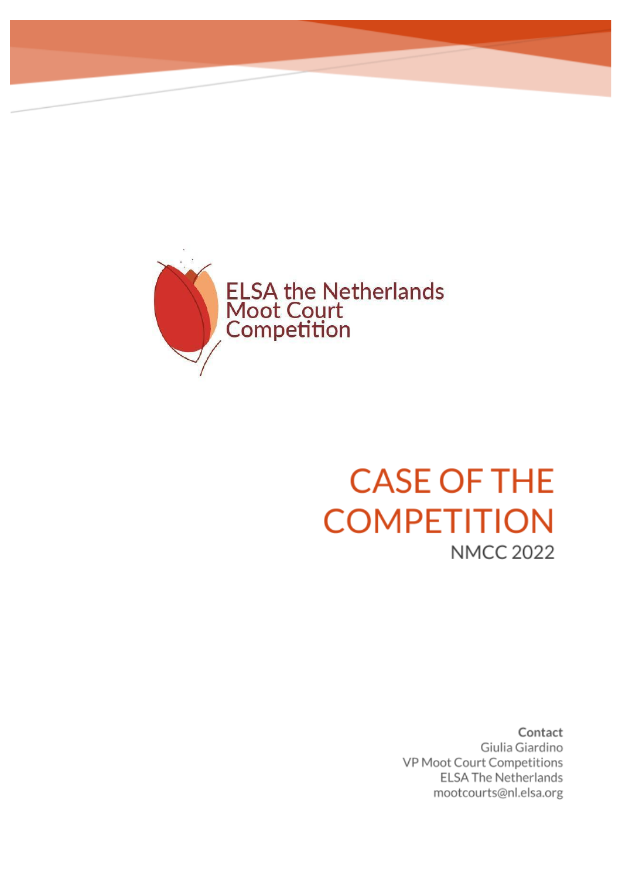ELSA the Netherlands
Moot Court
Competition

# CASE OF THE COMPETITION

NMCC 2022

**Contact**
Giulia Giardino
VP Moot Court Competitions
ELSA The Netherlands
mootcourts@nl.elsa.org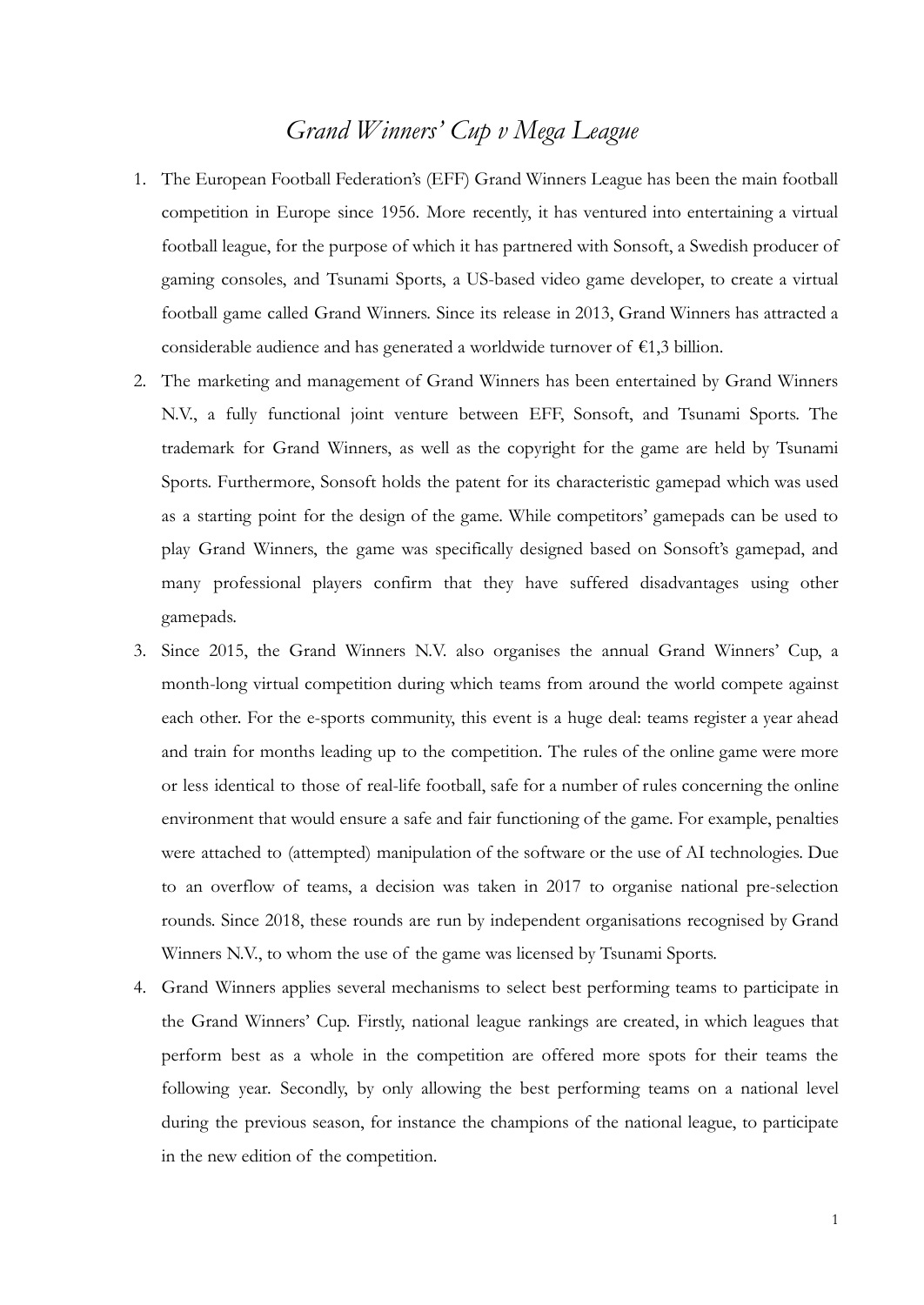# *Grand Winners' Cup v Mega League*

1. The European Football Federation's (EFF) Grand Winners League has been the main football competition in Europe since 1956. More recently, it has ventured into entertaining a virtual football league, for the purpose of which it has partnered with Sonsoft, a Swedish producer of gaming consoles, and Tsunami Sports, a US-based video game developer, to create a virtual football game called Grand Winners. Since its release in 2013, Grand Winners has attracted a considerable audience and has generated a worldwide turnover of €1,3 billion.
2. The marketing and management of Grand Winners has been entertained by Grand Winners N.V., a fully functional joint venture between EFF, Sonsoft, and Tsunami Sports. The trademark for Grand Winners, as well as the copyright for the game are held by Tsunami Sports. Furthermore, Sonsoft holds the patent for its characteristic gamepad which was used as a starting point for the design of the game. While competitors' gamepads can be used to play Grand Winners, the game was specifically designed based on Sonsoft's gamepad, and many professional players confirm that they have suffered disadvantages using other gamepads.
3. Since 2015, the Grand Winners N.V. also organises the annual Grand Winners' Cup, a month-long virtual competition during which teams from around the world compete against each other. For the e-sports community, this event is a huge deal: teams register a year ahead and train for months leading up to the competition. The rules of the online game were more or less identical to those of real-life football, safe for a number of rules concerning the online environment that would ensure a safe and fair functioning of the game. For example, penalties were attached to (attempted) manipulation of the software or the use of AI technologies. Due to an overflow of teams, a decision was taken in 2017 to organise national pre-selection rounds. Since 2018, these rounds are run by independent organisations recognised by Grand Winners N.V., to whom the use of the game was licensed by Tsunami Sports.
4. Grand Winners applies several mechanisms to select best performing teams to participate in the Grand Winners' Cup. Firstly, national league rankings are created, in which leagues that perform best as a whole in the competition are offered more spots for their teams the following year. Secondly, by only allowing the best performing teams on a national level during the previous season, for instance the champions of the national league, to participate in the new edition of the competition.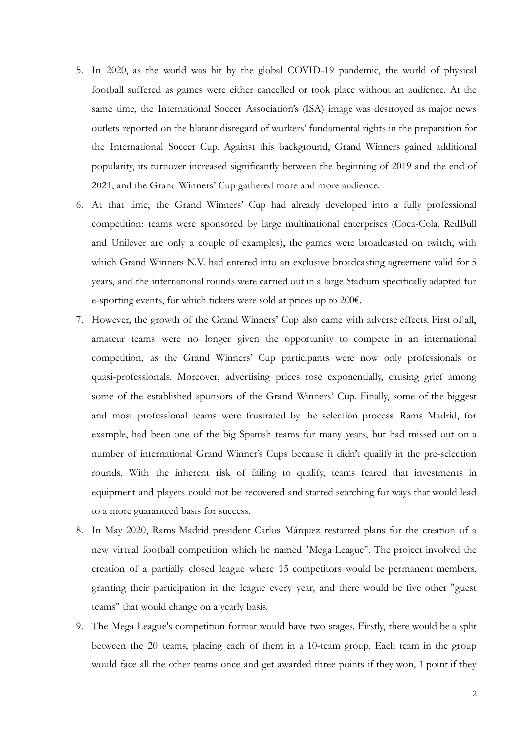5. In 2020, as the world was hit by the global COVID-19 pandemic, the world of physical football suffered as games were either cancelled or took place without an audience. At the same time, the International Soccer Association's (ISA) image was destroyed as major news outlets reported on the blatant disregard of workers' fundamental rights in the preparation for the International Soccer Cup. Against this background, Grand Winners gained additional popularity, its turnover increased significantly between the beginning of 2019 and the end of 2021, and the Grand Winners' Cup gathered more and more audience.
6. At that time, the Grand Winners' Cup had already developed into a fully professional competition: teams were sponsored by large multinational enterprises (Coca-Cola, RedBull and Unilever are only a couple of examples), the games were broadcasted on twitch, with which Grand Winners N.V. had entered into an exclusive broadcasting agreement valid for 5 years, and the international rounds were carried out in a large Stadium specifically adapted for e-sporting events, for which tickets were sold at prices up to 200€.
7. However, the growth of the Grand Winners' Cup also came with adverse effects. First of all, amateur teams were no longer given the opportunity to compete in an international competition, as the Grand Winners' Cup participants were now only professionals or quasi-professionals. Moreover, advertising prices rose exponentially, causing grief among some of the established sponsors of the Grand Winners' Cup. Finally, some of the biggest and most professional teams were frustrated by the selection process. Rams Madrid, for example, had been one of the big Spanish teams for many years, but had missed out on a number of international Grand Winner's Cups because it didn't qualify in the pre-selection rounds. With the inherent risk of failing to qualify, teams feared that investments in equipment and players could not be recovered and started searching for ways that would lead to a more guaranteed basis for success.
8. In May 2020, Rams Madrid president Carlos Márquez restarted plans for the creation of a new virtual football competition which he named "Mega League". The project involved the creation of a partially closed league where 15 competitors would be permanent members, granting their participation in the league every year, and there would be five other "guest teams" that would change on a yearly basis.
9. The Mega League's competition format would have two stages. Firstly, there would be a split between the 20 teams, placing each of them in a 10-team group. Each team in the group would face all the other teams once and get awarded three points if they won, 1 point if they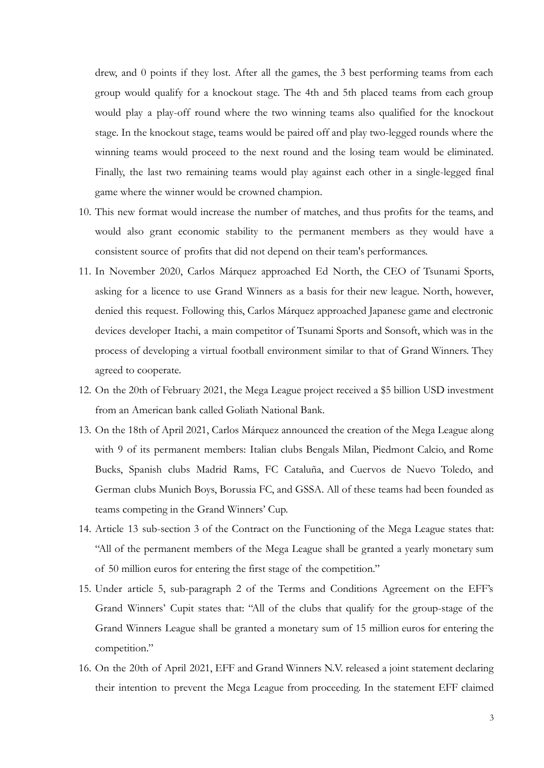drew, and 0 points if they lost. After all the games, the 3 best performing teams from each group would qualify for a knockout stage. The 4th and 5th placed teams from each group would play a play-off round where the two winning teams also qualified for the knockout stage. In the knockout stage, teams would be paired off and play two-legged rounds where the winning teams would proceed to the next round and the losing team would be eliminated. Finally, the last two remaining teams would play against each other in a single-legged final game where the winner would be crowned champion.

10. This new format would increase the number of matches, and thus profits for the teams, and would also grant economic stability to the permanent members as they would have a consistent source of profits that did not depend on their team's performances.
11. In November 2020, Carlos Márquez approached Ed North, the CEO of Tsunami Sports, asking for a licence to use Grand Winners as a basis for their new league. North, however, denied this request. Following this, Carlos Márquez approached Japanese game and electronic devices developer Itachi, a main competitor of Tsunami Sports and Sonsoft, which was in the process of developing a virtual football environment similar to that of Grand Winners. They agreed to cooperate.
12. On the 20th of February 2021, the Mega League project received a $5 billion USD investment from an American bank called Goliath National Bank.
13. On the 18th of April 2021, Carlos Márquez announced the creation of the Mega League along with 9 of its permanent members: Italian clubs Bengals Milan, Piedmont Calcio, and Rome Bucks, Spanish clubs Madrid Rams, FC Cataluña, and Cuervos de Nuevo Toledo, and German clubs Munich Boys, Borussia FC, and GSSA. All of these teams had been founded as teams competing in the Grand Winners' Cup.
14. Article 13 sub-section 3 of the Contract on the Functioning of the Mega League states that: "All of the permanent members of the Mega League shall be granted a yearly monetary sum of 50 million euros for entering the first stage of the competition."
15. Under article 5, sub-paragraph 2 of the Terms and Conditions Agreement on the EFF's Grand Winners' Cupit states that: "All of the clubs that qualify for the group-stage of the Grand Winners League shall be granted a monetary sum of 15 million euros for entering the competition."
16. On the 20th of April 2021, EFF and Grand Winners N.V. released a joint statement declaring their intention to prevent the Mega League from proceeding. In the statement EFF claimed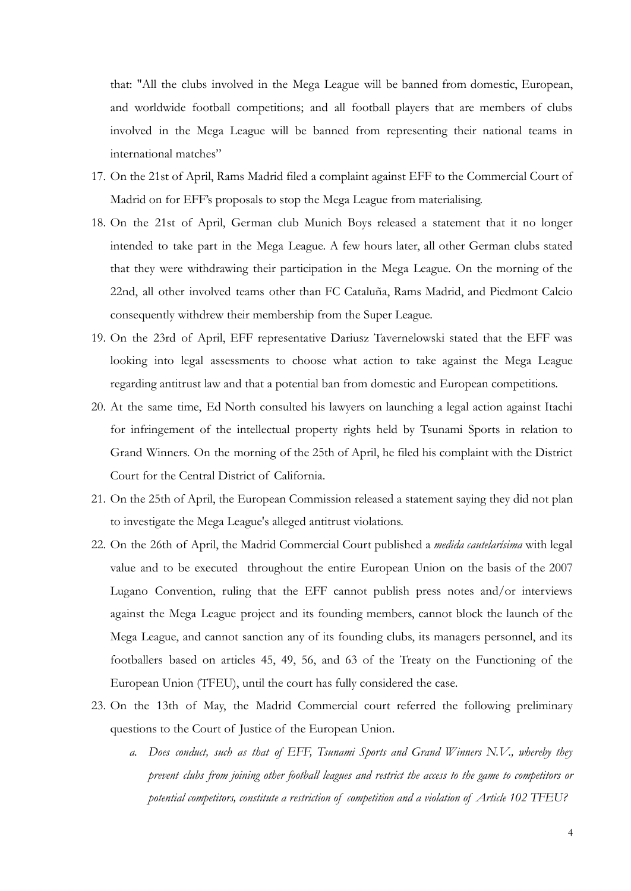that: "All the clubs involved in the Mega League will be banned from domestic, European, and worldwide football competitions; and all football players that are members of clubs involved in the Mega League will be banned from representing their national teams in international matches"

17. On the 21st of April, Rams Madrid filed a complaint against EFF to the Commercial Court of Madrid on for EFF's proposals to stop the Mega League from materialising.
18. On the 21st of April, German club Munich Boys released a statement that it no longer intended to take part in the Mega League. A few hours later, all other German clubs stated that they were withdrawing their participation in the Mega League. On the morning of the 22nd, all other involved teams other than FC Cataluña, Rams Madrid, and Piedmont Calcio consequently withdrew their membership from the Super League.
19. On the 23rd of April, EFF representative Dariusz Tavernelowski stated that the EFF was looking into legal assessments to choose what action to take against the Mega League regarding antitrust law and that a potential ban from domestic and European competitions.
20. At the same time, Ed North consulted his lawyers on launching a legal action against Itachi for infringement of the intellectual property rights held by Tsunami Sports in relation to Grand Winners. On the morning of the 25th of April, he filed his complaint with the District Court for the Central District of California.
21. On the 25th of April, the European Commission released a statement saying they did not plan to investigate the Mega League's alleged antitrust violations.
22. On the 26th of April, the Madrid Commercial Court published a *medida cautelarísima* with legal value and to be executed throughout the entire European Union on the basis of the 2007 Lugano Convention, ruling that the EFF cannot publish press notes and/or interviews against the Mega League project and its founding members, cannot block the launch of the Mega League, and cannot sanction any of its founding clubs, its managers personnel, and its footballers based on articles 45, 49, 56, and 63 of the Treaty on the Functioning of the European Union (TFEU), until the court has fully considered the case.
23. On the 13th of May, the Madrid Commercial court referred the following preliminary questions to the Court of Justice of the European Union.
    a. *Does conduct, such as that of EFF, Tsunami Sports and Grand Winners N.V., whereby they prevent clubs from joining other football leagues and restrict the access to the game to competitors or potential competitors, constitute a restriction of competition and a violation of Article 102 TFEU?*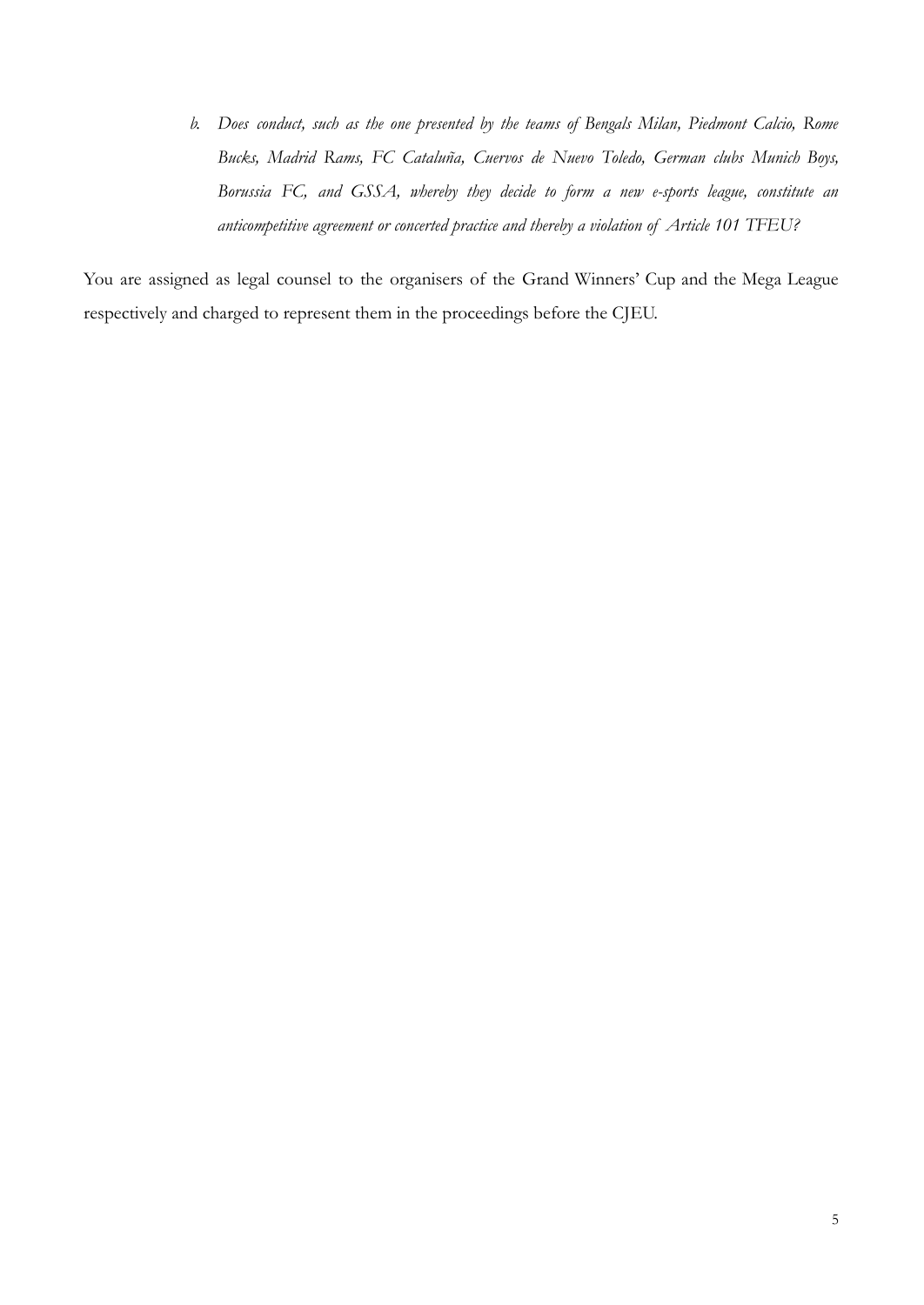*b. Does conduct, such as the one presented by the teams of Bengals Milan, Piedmont Calcio, Rome Bucks, Madrid Rams, FC Cataluña, Cuervos de Nuevo Toledo, German clubs Munich Boys, Borussia FC, and GSSA, whereby they decide to form a new e-sports league, constitute an anticompetitive agreement or concerted practice and thereby a violation of Article 101 TFEU?*

You are assigned as legal counsel to the organisers of the Grand Winners' Cup and the Mega League respectively and charged to represent them in the proceedings before the CJEU.